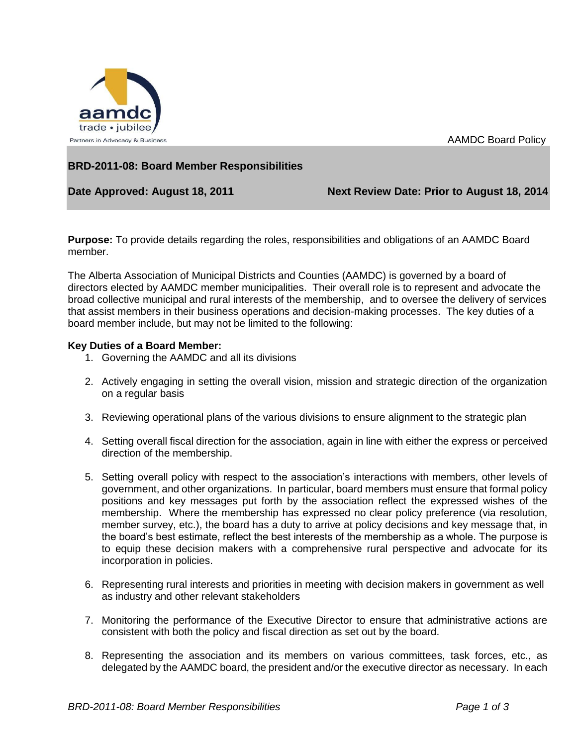AAMDC Board Policy

## BRD-2011-08: Board Member Responsibilities

**Date Approved: August 18, 2011** **Next Review Date: Prior to August 18, 2014**

**Purpose:** To provide details regarding the roles, responsibilities and obligations of an AAMDC Board member.

The Alberta Association of Municipal Districts and Counties (AAMDC) is governed by a board of directors elected by AAMDC member municipalities. Their overall role is to represent and advocate the broad collective municipal and rural interests of the membership, and to oversee the delivery of services that assist members in their business operations and decision-making processes. The key duties of a board member include, but may not be limited to the following:

**Key Duties of a Board Member:**

1. Governing the AAMDC and all its divisions
2. Actively engaging in setting the overall vision, mission and strategic direction of the organization on a regular basis
3. Reviewing operational plans of the various divisions to ensure alignment to the strategic plan
4. Setting overall fiscal direction for the association, again in line with either the express or perceived direction of the membership.
5. Setting overall policy with respect to the association's interactions with members, other levels of government, and other organizations. In particular, board members must ensure that formal policy positions and key messages put forth by the association reflect the expressed wishes of the membership. Where the membership has expressed no clear policy preference (via resolution, member survey, etc.), the board has a duty to arrive at policy decisions and key message that, in the board's best estimate, reflect the best interests of the membership as a whole. The purpose is to equip these decision makers with a comprehensive rural perspective and advocate for its incorporation in policies.
6. Representing rural interests and priorities in meeting with decision makers in government as well as industry and other relevant stakeholders
7. Monitoring the performance of the Executive Director to ensure that administrative actions are consistent with both the policy and fiscal direction as set out by the board.
8. Representing the association and its members on various committees, task forces, etc., as delegated by the AAMDC board, the president and/or the executive director as necessary. In each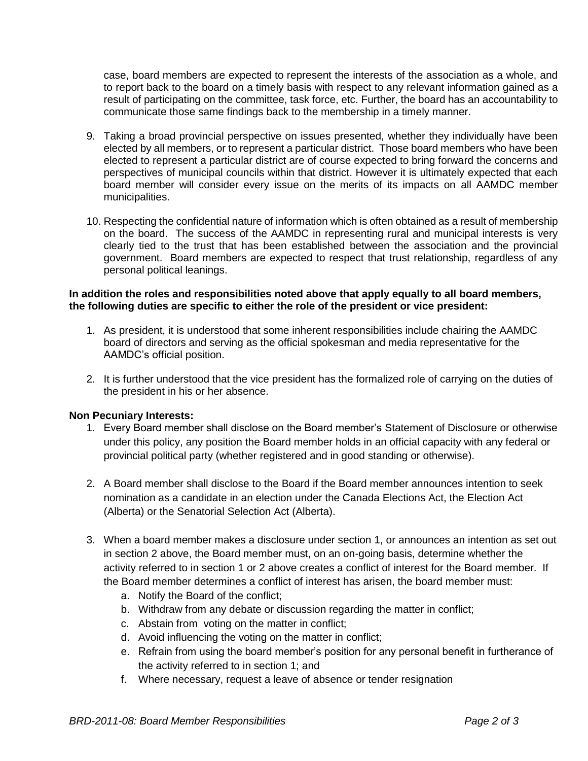case, board members are expected to represent the interests of the association as a whole, and to report back to the board on a timely basis with respect to any relevant information gained as a result of participating on the committee, task force, etc. Further, the board has an accountability to communicate those same findings back to the membership in a timely manner.

9. Taking a broad provincial perspective on issues presented, whether they individually have been elected by all members, or to represent a particular district. Those board members who have been elected to represent a particular district are of course expected to bring forward the concerns and perspectives of municipal councils within that district. However it is ultimately expected that each board member will consider every issue on the merits of its impacts on <u>all</u> AAMDC member municipalities.

10. Respecting the confidential nature of information which is often obtained as a result of membership on the board. The success of the AAMDC in representing rural and municipal interests is very clearly tied to the trust that has been established between the association and the provincial government. Board members are expected to respect that trust relationship, regardless of any personal political leanings.

**In addition the roles and responsibilities noted above that apply equally to all board members, the following duties are specific to either the role of the president or vice president:**

1. As president, it is understood that some inherent responsibilities include chairing the AAMDC board of directors and serving as the official spokesman and media representative for the AAMDC's official position.

2. It is further understood that the vice president has the formalized role of carrying on the duties of the president in his or her absence.

**Non Pecuniary Interests:**

1. Every Board member shall disclose on the Board member's Statement of Disclosure or otherwise under this policy, any position the Board member holds in an official capacity with any federal or provincial political party (whether registered and in good standing or otherwise).

2. A Board member shall disclose to the Board if the Board member announces intention to seek nomination as a candidate in an election under the Canada Elections Act, the Election Act (Alberta) or the Senatorial Selection Act (Alberta).

3. When a board member makes a disclosure under section 1, or announces an intention as set out in section 2 above, the Board member must, on an on-going basis, determine whether the activity referred to in section 1 or 2 above creates a conflict of interest for the Board member. If the Board member determines a conflict of interest has arisen, the board member must:
    a. Notify the Board of the conflict;
    b. Withdraw from any debate or discussion regarding the matter in conflict;
    c. Abstain from voting on the matter in conflict;
    d. Avoid influencing the voting on the matter in conflict;
    e. Refrain from using the board member's position for any personal benefit in furtherance of the activity referred to in section 1; and
    f. Where necessary, request a leave of absence or tender resignation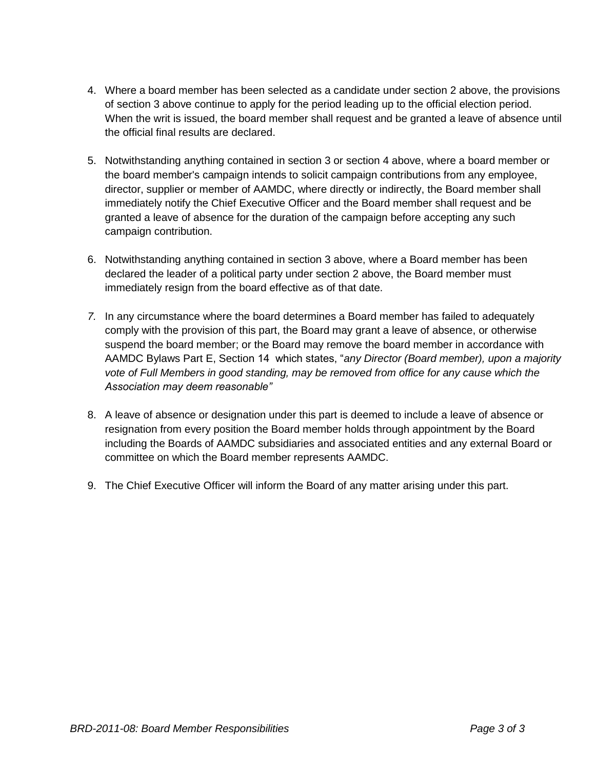4. Where a board member has been selected as a candidate under section 2 above, the provisions of section 3 above continue to apply for the period leading up to the official election period. When the writ is issued, the board member shall request and be granted a leave of absence until the official final results are declared.

5. Notwithstanding anything contained in section 3 or section 4 above, where a board member or the board member's campaign intends to solicit campaign contributions from any employee, director, supplier or member of AAMDC, where directly or indirectly, the Board member shall immediately notify the Chief Executive Officer and the Board member shall request and be granted a leave of absence for the duration of the campaign before accepting any such campaign contribution.

6. Notwithstanding anything contained in section 3 above, where a Board member has been declared the leader of a political party under section 2 above, the Board member must immediately resign from the board effective as of that date.

7. In any circumstance where the board determines a Board member has failed to adequately comply with the provision of this part, the Board may grant a leave of absence, or otherwise suspend the board member; or the Board may remove the board member in accordance with AAMDC Bylaws Part E, Section 14 which states, "*any Director (Board member), upon a majority vote of Full Members in good standing, may be removed from office for any cause which the Association may deem reasonable"*

8. A leave of absence or designation under this part is deemed to include a leave of absence or resignation from every position the Board member holds through appointment by the Board including the Boards of AAMDC subsidiaries and associated entities and any external Board or committee on which the Board member represents AAMDC.

9. The Chief Executive Officer will inform the Board of any matter arising under this part.